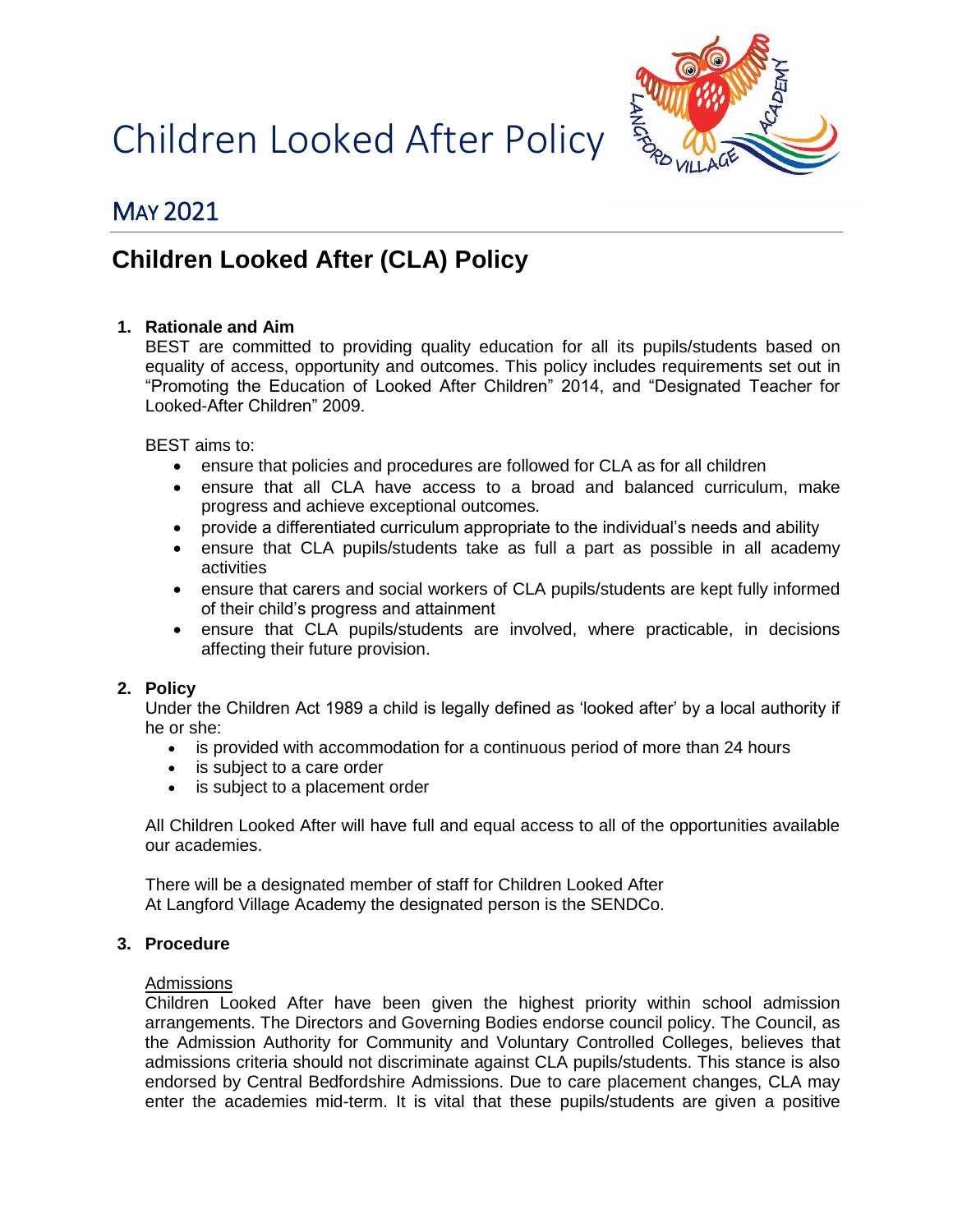# Children Looked After Policy

## May 2021

## Children Looked After (CLA) Policy

**1. Rationale and Aim**

BEST are committed to providing quality education for all its pupils/students based on equality of access, opportunity and outcomes. This policy includes requirements set out in "Promoting the Education of Looked After Children" 2014, and "Designated Teacher for Looked-After Children" 2009.

BEST aims to:

- ensure that policies and procedures are followed for CLA as for all children
- ensure that all CLA have access to a broad and balanced curriculum, make progress and achieve exceptional outcomes.
- provide a differentiated curriculum appropriate to the individual's needs and ability
- ensure that CLA pupils/students take as full a part as possible in all academy activities
- ensure that carers and social workers of CLA pupils/students are kept fully informed of their child's progress and attainment
- ensure that CLA pupils/students are involved, where practicable, in decisions affecting their future provision.

**2. Policy**

Under the Children Act 1989 a child is legally defined as 'looked after' by a local authority if he or she:

- is provided with accommodation for a continuous period of more than 24 hours
- is subject to a care order
- is subject to a placement order

All Children Looked After will have full and equal access to all of the opportunities available our academies.

There will be a designated member of staff for Children Looked After
At Langford Village Academy the designated person is the SENDCo.

**3. Procedure**

Admissions

Children Looked After have been given the highest priority within school admission arrangements. The Directors and Governing Bodies endorse council policy. The Council, as the Admission Authority for Community and Voluntary Controlled Colleges, believes that admissions criteria should not discriminate against CLA pupils/students. This stance is also endorsed by Central Bedfordshire Admissions. Due to care placement changes, CLA may enter the academies mid-term. It is vital that these pupils/students are given a positive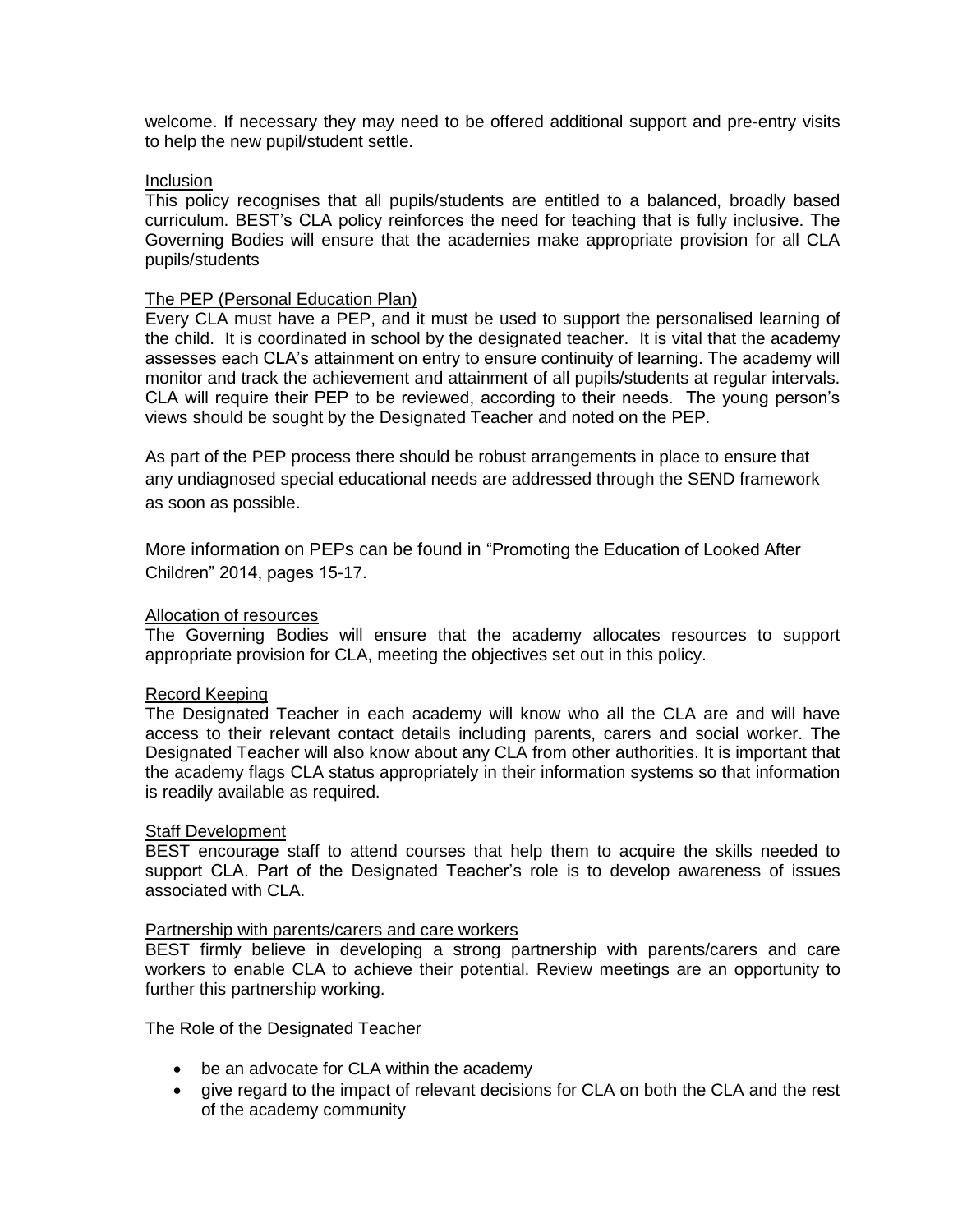welcome. If necessary they may need to be offered additional support and pre-entry visits to help the new pupil/student settle.

<u>Inclusion</u>

This policy recognises that all pupils/students are entitled to a balanced, broadly based curriculum. BEST's CLA policy reinforces the need for teaching that is fully inclusive. The Governing Bodies will ensure that the academies make appropriate provision for all CLA pupils/students

<u>The PEP (Personal Education Plan)</u>

Every CLA must have a PEP, and it must be used to support the personalised learning of the child. It is coordinated in school by the designated teacher. It is vital that the academy assesses each CLA's attainment on entry to ensure continuity of learning. The academy will monitor and track the achievement and attainment of all pupils/students at regular intervals. CLA will require their PEP to be reviewed, according to their needs. The young person's views should be sought by the Designated Teacher and noted on the PEP.

As part of the PEP process there should be robust arrangements in place to ensure that any undiagnosed special educational needs are addressed through the SEND framework as soon as possible.

More information on PEPs can be found in "Promoting the Education of Looked After Children" 2014, pages 15-17.

<u>Allocation of resources</u>

The Governing Bodies will ensure that the academy allocates resources to support appropriate provision for CLA, meeting the objectives set out in this policy.

<u>Record Keeping</u>

The Designated Teacher in each academy will know who all the CLA are and will have access to their relevant contact details including parents, carers and social worker. The Designated Teacher will also know about any CLA from other authorities. It is important that the academy flags CLA status appropriately in their information systems so that information is readily available as required.

<u>Staff Development</u>

BEST encourage staff to attend courses that help them to acquire the skills needed to support CLA. Part of the Designated Teacher's role is to develop awareness of issues associated with CLA.

<u>Partnership with parents/carers and care workers</u>

BEST firmly believe in developing a strong partnership with parents/carers and care workers to enable CLA to achieve their potential. Review meetings are an opportunity to further this partnership working.

<u>The Role of the Designated Teacher</u>

- be an advocate for CLA within the academy
- give regard to the impact of relevant decisions for CLA on both the CLA and the rest of the academy community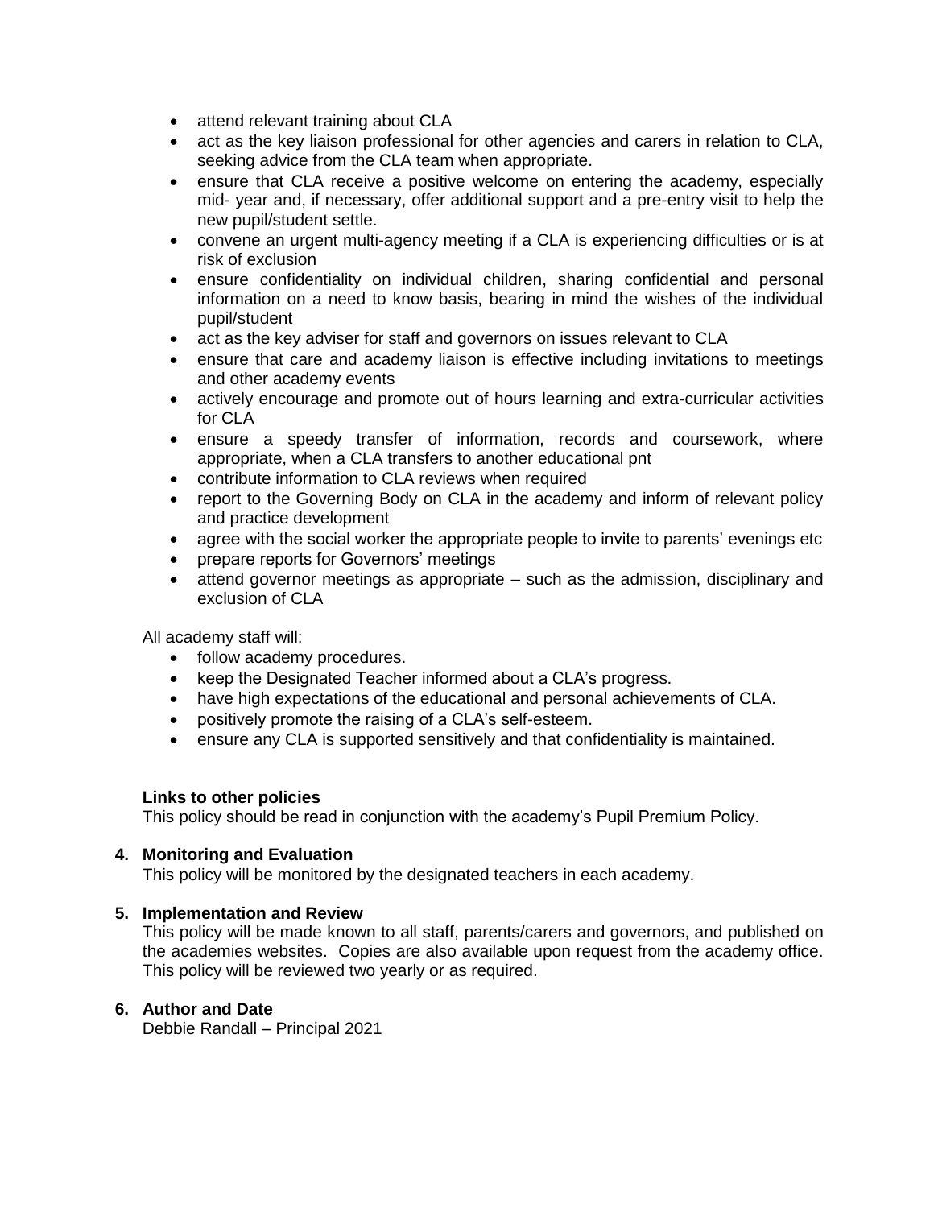- attend relevant training about CLA
- act as the key liaison professional for other agencies and carers in relation to CLA, seeking advice from the CLA team when appropriate.
- ensure that CLA receive a positive welcome on entering the academy, especially mid- year and, if necessary, offer additional support and a pre-entry visit to help the new pupil/student settle.
- convene an urgent multi-agency meeting if a CLA is experiencing difficulties or is at risk of exclusion
- ensure confidentiality on individual children, sharing confidential and personal information on a need to know basis, bearing in mind the wishes of the individual pupil/student
- act as the key adviser for staff and governors on issues relevant to CLA
- ensure that care and academy liaison is effective including invitations to meetings and other academy events
- actively encourage and promote out of hours learning and extra-curricular activities for CLA
- ensure a speedy transfer of information, records and coursework, where appropriate, when a CLA transfers to another educational pnt
- contribute information to CLA reviews when required
- report to the Governing Body on CLA in the academy and inform of relevant policy and practice development
- agree with the social worker the appropriate people to invite to parents' evenings etc
- prepare reports for Governors' meetings
- attend governor meetings as appropriate – such as the admission, disciplinary and exclusion of CLA

All academy staff will:

- follow academy procedures.
- keep the Designated Teacher informed about a CLA's progress.
- have high expectations of the educational and personal achievements of CLA.
- positively promote the raising of a CLA's self-esteem.
- ensure any CLA is supported sensitively and that confidentiality is maintained.

**Links to other policies**

This policy should be read in conjunction with the academy's Pupil Premium Policy.

## 4. Monitoring and Evaluation

This policy will be monitored by the designated teachers in each academy.

## 5. Implementation and Review

This policy will be made known to all staff, parents/carers and governors, and published on the academies websites. Copies are also available upon request from the academy office. This policy will be reviewed two yearly or as required.

## 6. Author and Date

Debbie Randall – Principal 2021